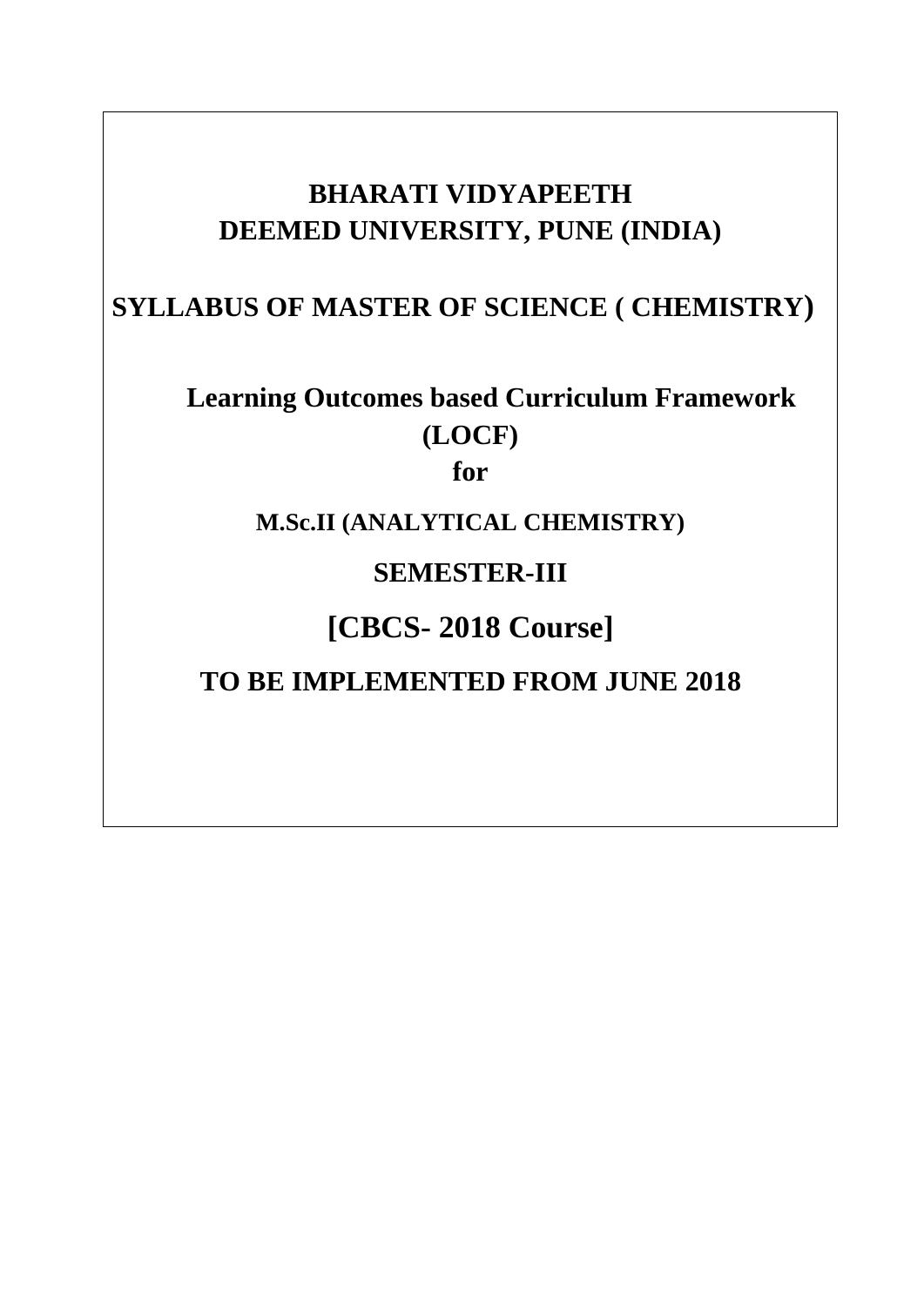# BHARATI VIDYAPEETH
# DEEMED UNIVERSITY, PUNE (INDIA)

## SYLLABUS OF MASTER OF SCIENCE ( CHEMISTRY)

## Learning Outcomes based Curriculum Framework (LOCF)

**for**

**M.Sc.II (ANALYTICAL CHEMISTRY)**

**SEMESTER-III**

## [CBCS- 2018 Course]

## TO BE IMPLEMENTED FROM JUNE 2018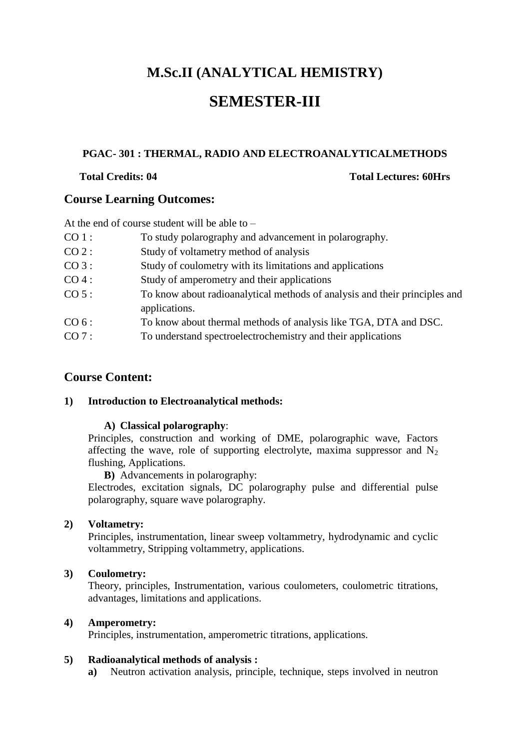# M.Sc.II (ANALYTICAL HEMISTRY)

# SEMESTER-III

### PGAC- 301 : THERMAL, RADIO AND ELECTROANALYTICALMETHODS

**Total Credits: 04** **Total Lectures: 60Hrs**

## Course Learning Outcomes:

At the end of course student will be able to –

CO 1 : To study polarography and advancement in polarography.

CO 2 : Study of voltametry method of analysis

CO 3 : Study of coulometry with its limitations and applications

CO 4 : Study of amperometry and their applications

CO 5 : To know about radioanalytical methods of analysis and their principles and applications.

CO 6 : To know about thermal methods of analysis like TGA, DTA and DSC.

CO 7 : To understand spectroelectrochemistry and their applications

## Course Content:

**1) Introduction to Electroanalytical methods:**

**A) Classical polarography**:

Principles, construction and working of DME, polarographic wave, Factors affecting the wave, role of supporting electrolyte, maxima suppressor and $N_2$ flushing, Applications.

**B)** Advancements in polarography:

Electrodes, excitation signals, DC polarography pulse and differential pulse polarography, square wave polarography.

**2) Voltametry:**

Principles, instrumentation, linear sweep voltammetry, hydrodynamic and cyclic voltammetry, Stripping voltammetry, applications.

**3) Coulometry:**

Theory, principles, Instrumentation, various coulometers, coulometric titrations, advantages, limitations and applications.

**4) Amperometry:**

Principles, instrumentation, amperometric titrations, applications.

**5) Radioanalytical methods of analysis :**

**a)** Neutron activation analysis, principle, technique, steps involved in neutron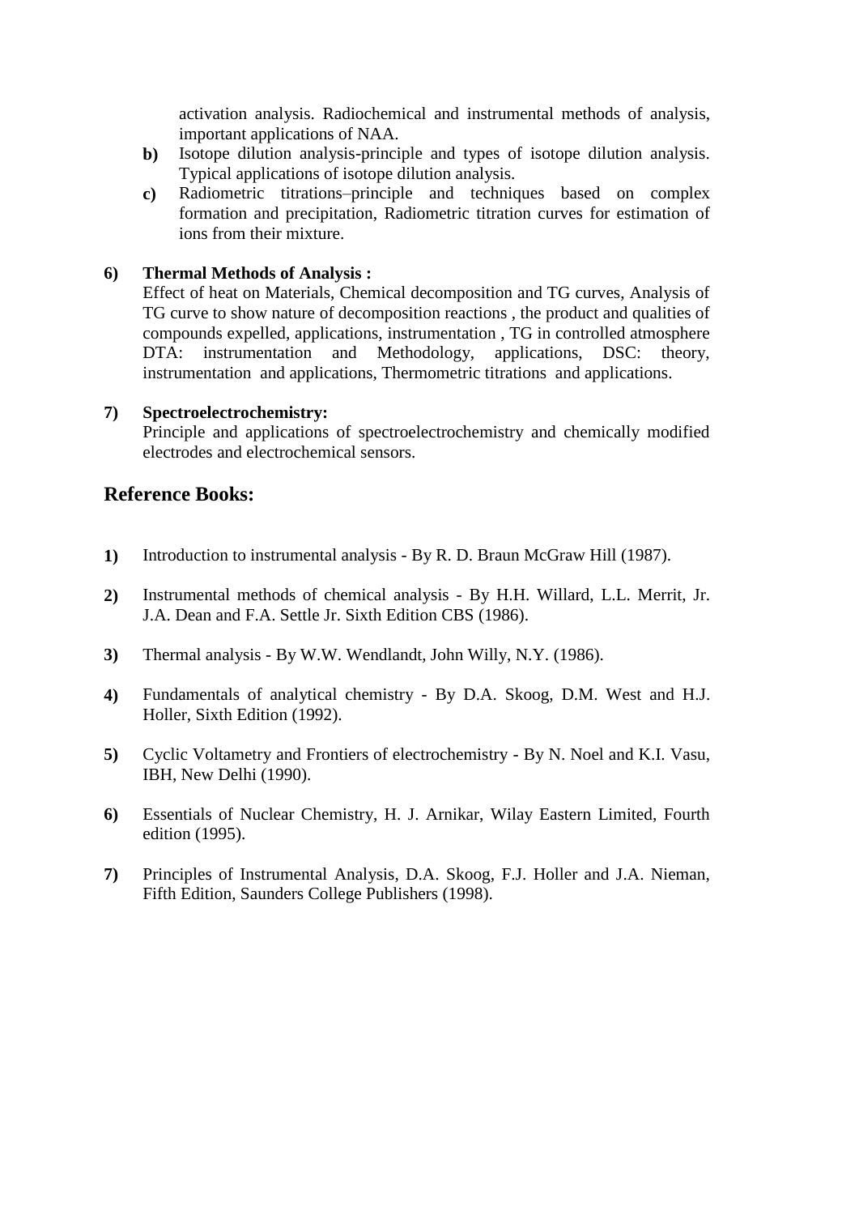activation analysis. Radiochemical and instrumental methods of analysis, important applications of NAA.

**b)** Isotope dilution analysis-principle and types of isotope dilution analysis. Typical applications of isotope dilution analysis.

**c)** Radiometric titrations–principle and techniques based on complex formation and precipitation, Radiometric titration curves for estimation of ions from their mixture.

**6) Thermal Methods of Analysis :**

Effect of heat on Materials, Chemical decomposition and TG curves, Analysis of TG curve to show nature of decomposition reactions , the product and qualities of compounds expelled, applications, instrumentation , TG in controlled atmosphere DTA: instrumentation and Methodology, applications, DSC: theory, instrumentation and applications, Thermometric titrations and applications.

**7) Spectroelectrochemistry:**

Principle and applications of spectroelectrochemistry and chemically modified electrodes and electrochemical sensors.

## Reference Books:

**1)** Introduction to instrumental analysis - By R. D. Braun McGraw Hill (1987).

**2)** Instrumental methods of chemical analysis - By H.H. Willard, L.L. Merrit, Jr. J.A. Dean and F.A. Settle Jr. Sixth Edition CBS (1986).

**3)** Thermal analysis - By W.W. Wendlandt, John Willy, N.Y. (1986).

**4)** Fundamentals of analytical chemistry - By D.A. Skoog, D.M. West and H.J. Holler, Sixth Edition (1992).

**5)** Cyclic Voltametry and Frontiers of electrochemistry - By N. Noel and K.I. Vasu, IBH, New Delhi (1990).

**6)** Essentials of Nuclear Chemistry, H. J. Arnikar, Wilay Eastern Limited, Fourth edition (1995).

**7)** Principles of Instrumental Analysis, D.A. Skoog, F.J. Holler and J.A. Nieman, Fifth Edition, Saunders College Publishers (1998).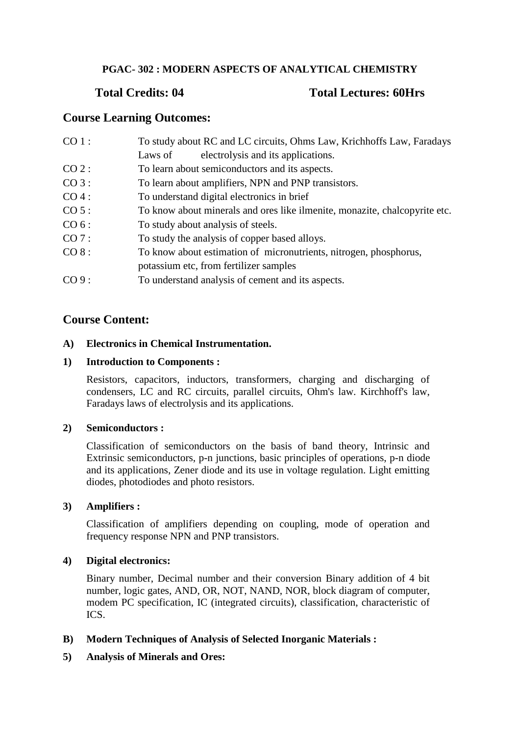**PGAC- 302 : MODERN ASPECTS OF ANALYTICAL CHEMISTRY**

**Total Credits: 04** **Total Lectures: 60Hrs**

## Course Learning Outcomes:

| | |
|---|---|
| CO 1 : | To study about RC and LC circuits, Ohms Law, Krichhoffs Law, Faradays Laws of electrolysis and its applications. |
| CO 2 : | To learn about semiconductors and its aspects. |
| CO 3 : | To learn about amplifiers, NPN and PNP transistors. |
| CO 4 : | To understand digital electronics in brief |
| CO 5 : | To know about minerals and ores like ilmenite, monazite, chalcopyrite etc. |
| CO 6 : | To study about analysis of steels. |
| CO 7 : | To study the analysis of copper based alloys. |
| CO 8 : | To know about estimation of micronutrients, nitrogen, phosphorus, potassium etc, from fertilizer samples |
| CO 9 : | To understand analysis of cement and its aspects. |

## Course Content:

**A) Electronics in Chemical Instrumentation.**

**1) Introduction to Components :**

Resistors, capacitors, inductors, transformers, charging and discharging of condensers, LC and RC circuits, parallel circuits, Ohm's law. Kirchhoff's law, Faradays laws of electrolysis and its applications.

**2) Semiconductors :**

Classification of semiconductors on the basis of band theory, Intrinsic and Extrinsic semiconductors, p-n junctions, basic principles of operations, p-n diode and its applications, Zener diode and its use in voltage regulation. Light emitting diodes, photodiodes and photo resistors.

**3) Amplifiers :**

Classification of amplifiers depending on coupling, mode of operation and frequency response NPN and PNP transistors.

**4) Digital electronics:**

Binary number, Decimal number and their conversion Binary addition of 4 bit number, logic gates, AND, OR, NOT, NAND, NOR, block diagram of computer, modem PC specification, IC (integrated circuits), classification, characteristic of ICS.

**B) Modern Techniques of Analysis of Selected Inorganic Materials :**

**5) Analysis of Minerals and Ores:**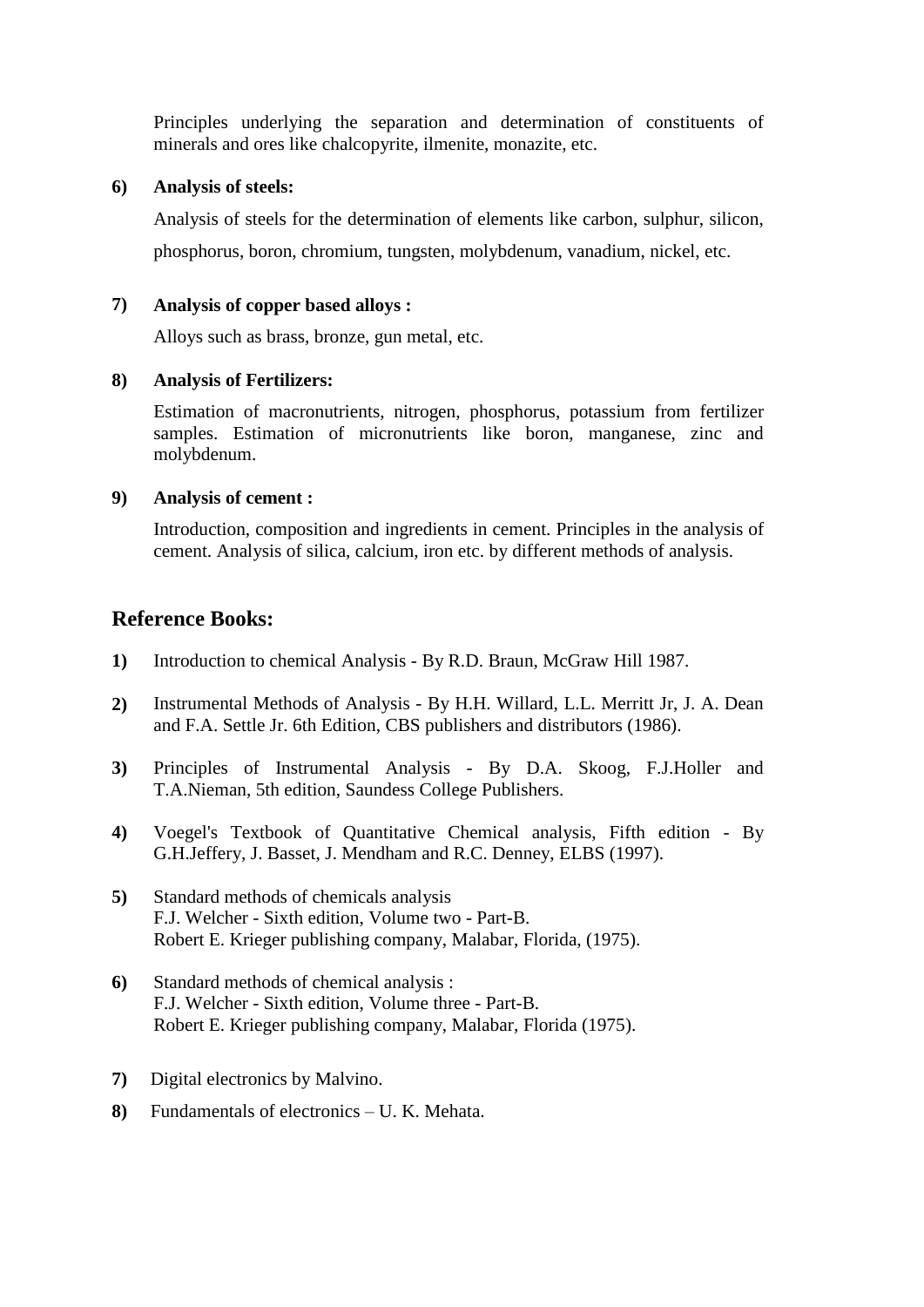Principles underlying the separation and determination of constituents of minerals and ores like chalcopyrite, ilmenite, monazite, etc.

**6) Analysis of steels:**

Analysis of steels for the determination of elements like carbon, sulphur, silicon, phosphorus, boron, chromium, tungsten, molybdenum, vanadium, nickel, etc.

**7) Analysis of copper based alloys :**

Alloys such as brass, bronze, gun metal, etc.

**8) Analysis of Fertilizers:**

Estimation of macronutrients, nitrogen, phosphorus, potassium from fertilizer samples. Estimation of micronutrients like boron, manganese, zinc and molybdenum.

**9) Analysis of cement :**

Introduction, composition and ingredients in cement. Principles in the analysis of cement. Analysis of silica, calcium, iron etc. by different methods of analysis.

## Reference Books:

**1)** Introduction to chemical Analysis - By R.D. Braun, McGraw Hill 1987.

**2)** Instrumental Methods of Analysis - By H.H. Willard, L.L. Merritt Jr, J. A. Dean and F.A. Settle Jr. 6th Edition, CBS publishers and distributors (1986).

**3)** Principles of Instrumental Analysis - By D.A. Skoog, F.J.Holler and T.A.Nieman, 5th edition, Saundess College Publishers.

**4)** Voegel's Textbook of Quantitative Chemical analysis, Fifth edition - By G.H.Jeffery, J. Basset, J. Mendham and R.C. Denney, ELBS (1997).

**5)** Standard methods of chemicals analysis
F.J. Welcher - Sixth edition, Volume two - Part-B.
Robert E. Krieger publishing company, Malabar, Florida, (1975).

**6)** Standard methods of chemical analysis :
F.J. Welcher - Sixth edition, Volume three - Part-B.
Robert E. Krieger publishing company, Malabar, Florida (1975).

**7)** Digital electronics by Malvino.

**8)** Fundamentals of electronics – U. K. Mehata.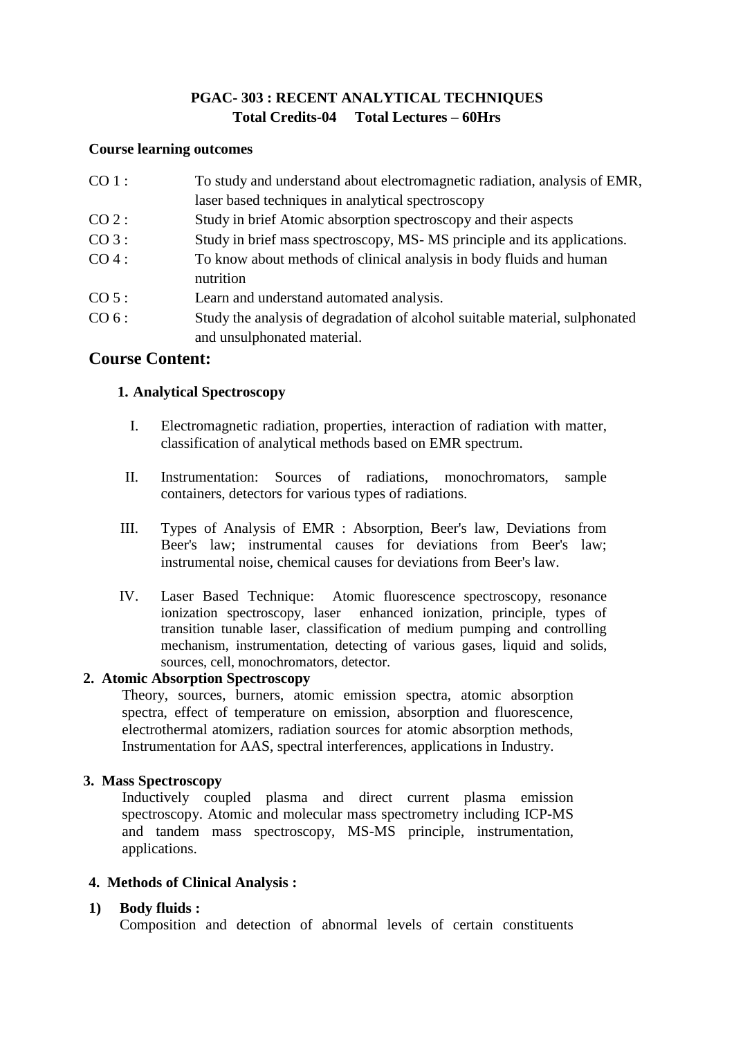**PGAC- 303 : RECENT ANALYTICAL TECHNIQUES**
**Total Credits-04 Total Lectures – 60Hrs**

**Course learning outcomes**

CO 1 : To study and understand about electromagnetic radiation, analysis of EMR, laser based techniques in analytical spectroscopy

CO 2 : Study in brief Atomic absorption spectroscopy and their aspects

CO 3 : Study in brief mass spectroscopy, MS- MS principle and its applications.

CO 4 : To know about methods of clinical analysis in body fluids and human nutrition

CO 5 : Learn and understand automated analysis.

CO 6 : Study the analysis of degradation of alcohol suitable material, sulphonated and unsulphonated material.

## Course Content:

**1. Analytical Spectroscopy**

I. Electromagnetic radiation, properties, interaction of radiation with matter, classification of analytical methods based on EMR spectrum.

II. Instrumentation: Sources of radiations, monochromators, sample containers, detectors for various types of radiations.

III. Types of Analysis of EMR : Absorption, Beer's law, Deviations from Beer's law; instrumental causes for deviations from Beer's law; instrumental noise, chemical causes for deviations from Beer's law.

IV. Laser Based Technique: Atomic fluorescence spectroscopy, resonance ionization spectroscopy, laser enhanced ionization, principle, types of transition tunable laser, classification of medium pumping and controlling mechanism, instrumentation, detecting of various gases, liquid and solids, sources, cell, monochromators, detector.

**2. Atomic Absorption Spectroscopy**

Theory, sources, burners, atomic emission spectra, atomic absorption spectra, effect of temperature on emission, absorption and fluorescence, electrothermal atomizers, radiation sources for atomic absorption methods, Instrumentation for AAS, spectral interferences, applications in Industry.

**3. Mass Spectroscopy**

Inductively coupled plasma and direct current plasma emission spectroscopy. Atomic and molecular mass spectrometry including ICP-MS and tandem mass spectroscopy, MS-MS principle, instrumentation, applications.

**4. Methods of Clinical Analysis :**

**1) Body fluids :**

Composition and detection of abnormal levels of certain constituents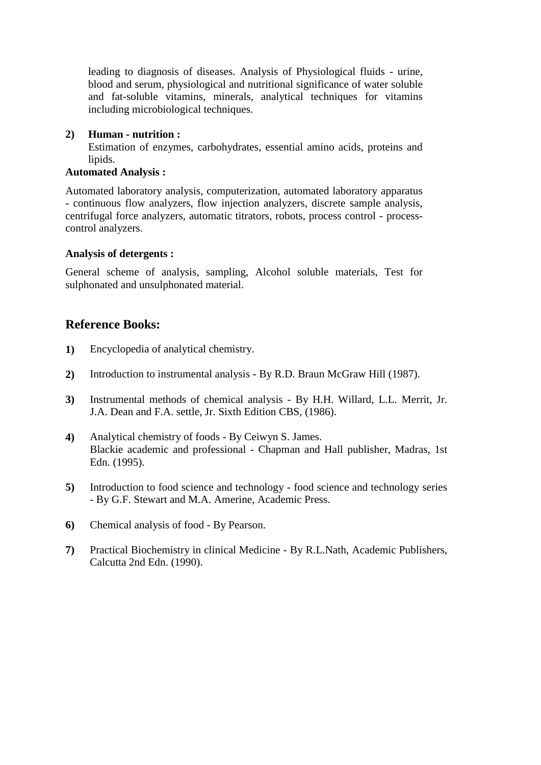leading to diagnosis of diseases. Analysis of Physiological fluids - urine, blood and serum, physiological and nutritional significance of water soluble and fat-soluble vitamins, minerals, analytical techniques for vitamins including microbiological techniques.

**2) Human - nutrition :**

Estimation of enzymes, carbohydrates, essential amino acids, proteins and lipids.

**Automated Analysis :**

Automated laboratory analysis, computerization, automated laboratory apparatus - continuous flow analyzers, flow injection analyzers, discrete sample analysis, centrifugal force analyzers, automatic titrators, robots, process control - process-control analyzers.

**Analysis of detergents :**

General scheme of analysis, sampling, Alcohol soluble materials, Test for sulphonated and unsulphonated material.

## Reference Books:

1) Encyclopedia of analytical chemistry.

2) Introduction to instrumental analysis - By R.D. Braun McGraw Hill (1987).

3) Instrumental methods of chemical analysis - By H.H. Willard, L.L. Merrit, Jr. J.A. Dean and F.A. settle, Jr. Sixth Edition CBS, (1986).

4) Analytical chemistry of foods - By Ceiwyn S. James.
   Blackie academic and professional - Chapman and Hall publisher, Madras, 1st Edn. (1995).

5) Introduction to food science and technology - food science and technology series - By G.F. Stewart and M.A. Amerine, Academic Press.

6) Chemical analysis of food - By Pearson.

7) Practical Biochemistry in clinical Medicine - By R.L.Nath, Academic Publishers, Calcutta 2nd Edn. (1990).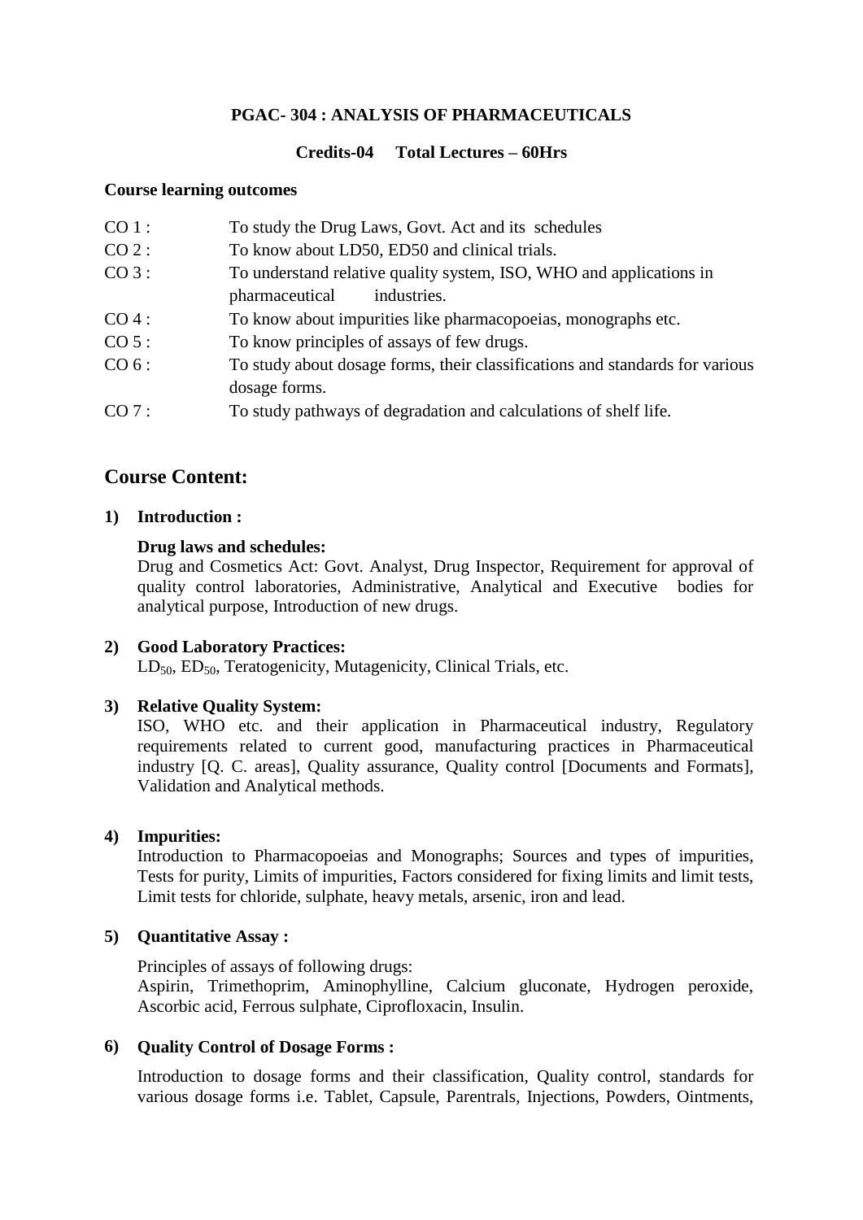**PGAC- 304 : ANALYSIS OF PHARMACEUTICALS**

**Credits-04 Total Lectures – 60Hrs**

**Course learning outcomes**

CO 1 : To study the Drug Laws, Govt. Act and its schedules

CO 2 : To know about LD50, ED50 and clinical trials.

CO 3 : To understand relative quality system, ISO, WHO and applications in pharmaceutical industries.

CO 4 : To know about impurities like pharmacopoeias, monographs etc.

CO 5 : To know principles of assays of few drugs.

CO 6 : To study about dosage forms, their classifications and standards for various dosage forms.

CO 7 : To study pathways of degradation and calculations of shelf life.

## Course Content:

**1) Introduction :**

**Drug laws and schedules:**
Drug and Cosmetics Act: Govt. Analyst, Drug Inspector, Requirement for approval of quality control laboratories, Administrative, Analytical and Executive bodies for analytical purpose, Introduction of new drugs.

**2) Good Laboratory Practices:**
$LD_{50}$, $ED_{50}$, Teratogenicity, Mutagenicity, Clinical Trials, etc.

**3) Relative Quality System:**
ISO, WHO etc. and their application in Pharmaceutical industry, Regulatory requirements related to current good, manufacturing practices in Pharmaceutical industry [Q. C. areas], Quality assurance, Quality control [Documents and Formats], Validation and Analytical methods.

**4) Impurities:**
Introduction to Pharmacopoeias and Monographs; Sources and types of impurities, Tests for purity, Limits of impurities, Factors considered for fixing limits and limit tests, Limit tests for chloride, sulphate, heavy metals, arsenic, iron and lead.

**5) Quantitative Assay :**

Principles of assays of following drugs:
Aspirin, Trimethoprim, Aminophylline, Calcium gluconate, Hydrogen peroxide, Ascorbic acid, Ferrous sulphate, Ciprofloxacin, Insulin.

**6) Quality Control of Dosage Forms :**

Introduction to dosage forms and their classification, Quality control, standards for various dosage forms i.e. Tablet, Capsule, Parentrals, Injections, Powders, Ointments,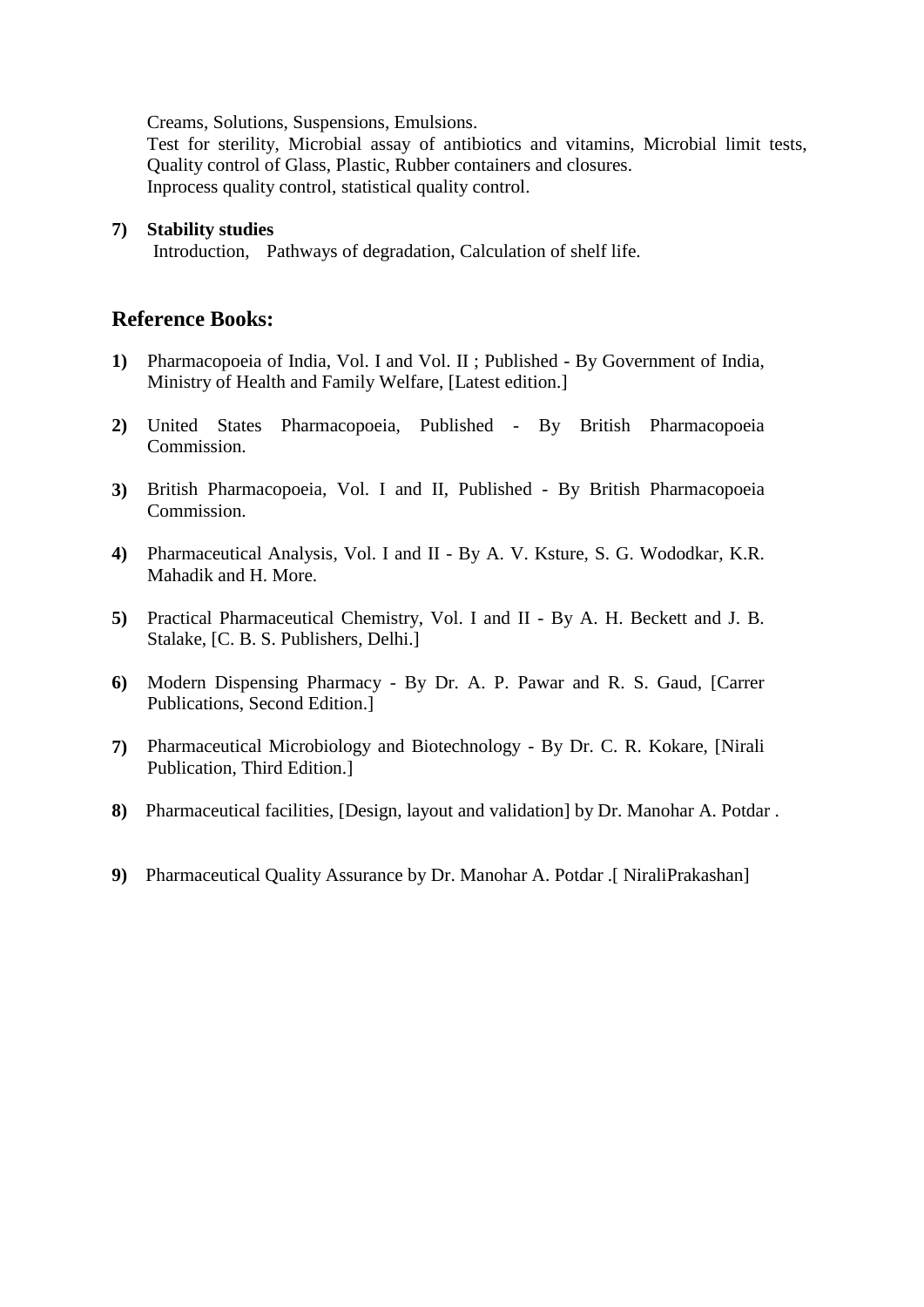Creams, Solutions, Suspensions, Emulsions.
Test for sterility, Microbial assay of antibiotics and vitamins, Microbial limit tests, Quality control of Glass, Plastic, Rubber containers and closures.
Inprocess quality control, statistical quality control.

**7) Stability studies**
Introduction, Pathways of degradation, Calculation of shelf life.

## Reference Books:

**1)** Pharmacopoeia of India, Vol. I and Vol. II ; Published - By Government of India, Ministry of Health and Family Welfare, [Latest edition.]

**2)** United States Pharmacopoeia, Published - By British Pharmacopoeia Commission.

**3)** British Pharmacopoeia, Vol. I and II, Published - By British Pharmacopoeia Commission.

**4)** Pharmaceutical Analysis, Vol. I and II - By A. V. Ksture, S. G. Wododkar, K.R. Mahadik and H. More.

**5)** Practical Pharmaceutical Chemistry, Vol. I and II - By A. H. Beckett and J. B. Stalake, [C. B. S. Publishers, Delhi.]

**6)** Modern Dispensing Pharmacy - By Dr. A. P. Pawar and R. S. Gaud, [Carrer Publications, Second Edition.]

**7)** Pharmaceutical Microbiology and Biotechnology - By Dr. C. R. Kokare, [Nirali Publication, Third Edition.]

**8)** Pharmaceutical facilities, [Design, layout and validation] by Dr. Manohar A. Potdar .

**9)** Pharmaceutical Quality Assurance by Dr. Manohar A. Potdar .[ NiraliPrakashan]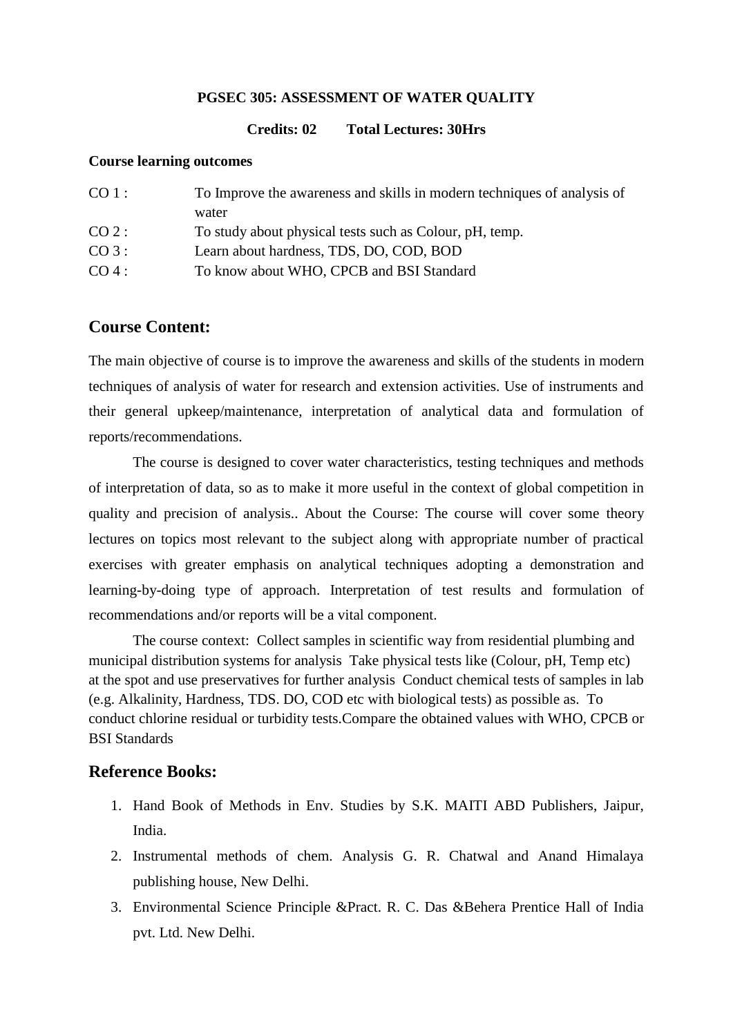**PGSEC 305: ASSESSMENT OF WATER QUALITY**

**Credits: 02 Total Lectures: 30Hrs**

**Course learning outcomes**

| | |
|---|---|
| CO 1 : | To Improve the awareness and skills in modern techniques of analysis of water |
| CO 2 : | To study about physical tests such as Colour, pH, temp. |
| CO 3 : | Learn about hardness, TDS, DO, COD, BOD |
| CO 4 : | To know about WHO, CPCB and BSI Standard |

## Course Content:

The main objective of course is to improve the awareness and skills of the students in modern techniques of analysis of water for research and extension activities. Use of instruments and their general upkeep/maintenance, interpretation of analytical data and formulation of reports/recommendations.

The course is designed to cover water characteristics, testing techniques and methods of interpretation of data, so as to make it more useful in the context of global competition in quality and precision of analysis.. About the Course: The course will cover some theory lectures on topics most relevant to the subject along with appropriate number of practical exercises with greater emphasis on analytical techniques adopting a demonstration and learning-by-doing type of approach. Interpretation of test results and formulation of recommendations and/or reports will be a vital component.

The course context: Collect samples in scientific way from residential plumbing and municipal distribution systems for analysis Take physical tests like (Colour, pH, Temp etc) at the spot and use preservatives for further analysis Conduct chemical tests of samples in lab (e.g. Alkalinity, Hardness, TDS. DO, COD etc with biological tests) as possible as. To conduct chlorine residual or turbidity tests.Compare the obtained values with WHO, CPCB or BSI Standards

## Reference Books:

1. Hand Book of Methods in Env. Studies by S.K. MAITI ABD Publishers, Jaipur, India.
2. Instrumental methods of chem. Analysis G. R. Chatwal and Anand Himalaya publishing house, New Delhi.
3. Environmental Science Principle &Pract. R. C. Das &Behera Prentice Hall of India pvt. Ltd. New Delhi.